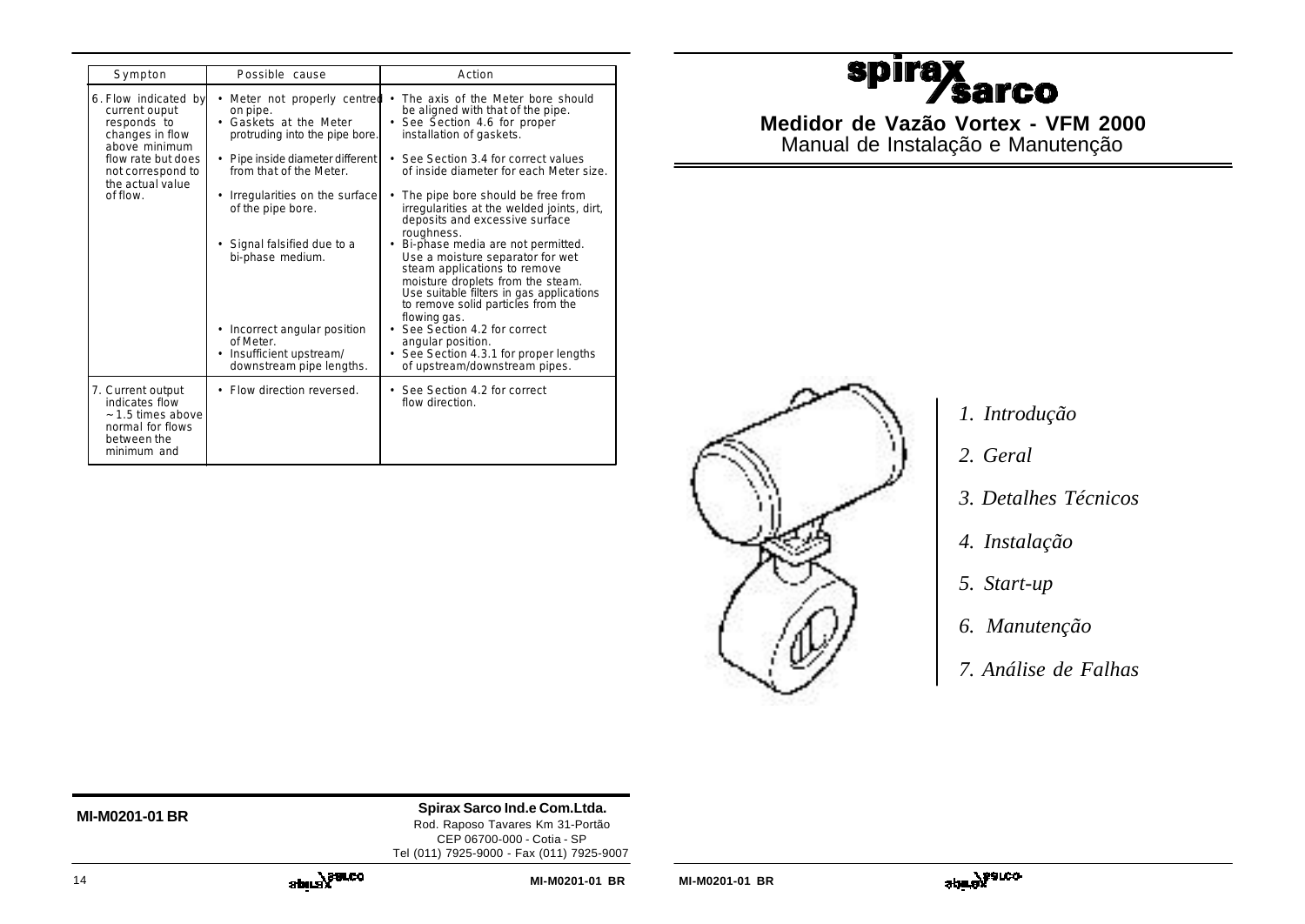| Sympton | Possible cause | Action |
|---|---|---|
| 6. Flow indicated by current ouput responds to changes in flow above minimum flow rate but does not correspond to the actual value of flow. | • Meter not properly centred on pipe. • Gaskets at the Meter protruding into the pipe bore. | • The axis of the Meter bore should be aligned with that of the pipe. • See Section 4.6 for proper installation of gaskets. |
| | • Pipe inside diameter different from that of the Meter. | • See Section 3.4 for correct values of inside diameter for each Meter size. |
| | • Irregularities on the surface of the pipe bore. | • The pipe bore should be free from irregularities at the welded joints, dirt, deposits and excessive surface roughness. |
| | • Signal falsified due to a bi-phase medium. | • Bi-phase media are not permitted. Use a moisture separator for wet steam applications to remove moisture droplets from the steam. Use suitable filters in gas applications to remove solid particles from the flowing gas. |
| | • Incorrect angular position of Meter. • Insufficient upstream/ downstream pipe lengths. | • See Section 4.2 for correct angular position. • See Section 4.3.1 for proper lengths of upstream/downstream pipes. |
| 7. Current output indicates flow ~1.5 times above normal for flows between the minimum and | • Flow direction reversed. | • See Section 4.2 for correct flow direction. |

MI-M0201-01 BR

**Spirax Sarco Ind.e Com.Ltda.**
Rod. Raposo Tavares Km 31-Portão
CEP 06700-000 - Cotia - SP
Tel (011) 7925-9000 - Fax (011) 7925-9007

# spirax sarco

## Medidor de Vazão Vortex - VFM 2000

Manual de Instalação e Manutenção

*1. Introdução*

*2. Geral*

*3. Detalhes Técnicos*

*4. Instalação*

*5. Start-up*

*6. Manutenção*

*7. Análise de Falhas*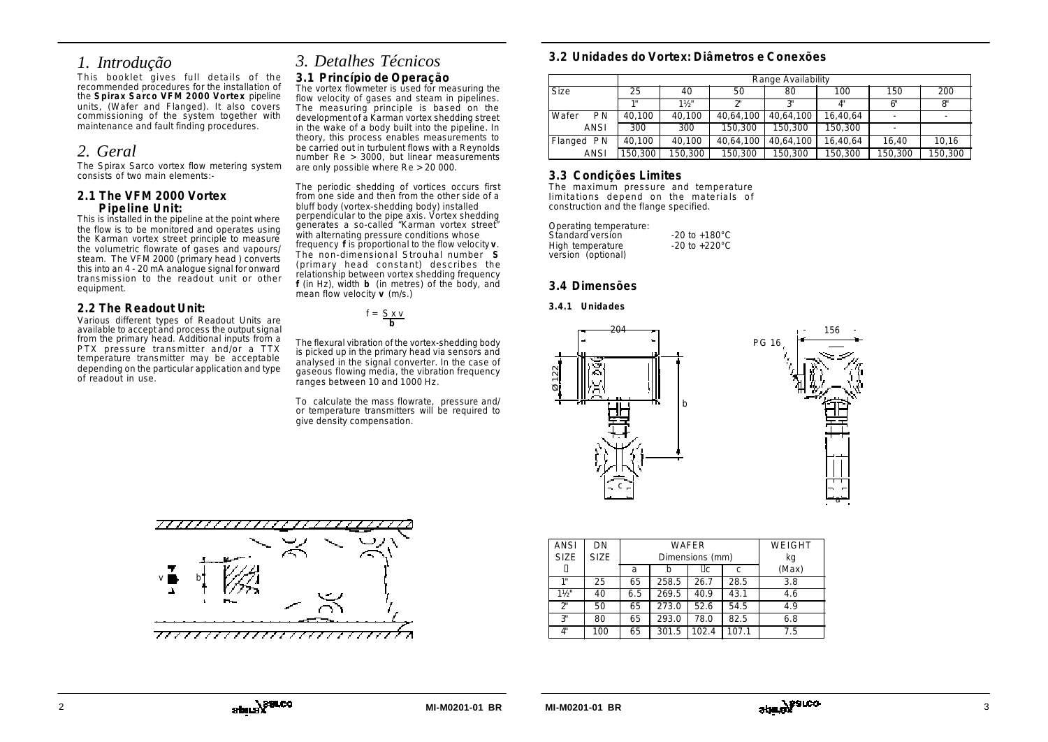# 1. Introdução

This booklet gives full details of the recommended procedures for the installation of the **Spirax Sarco VFM 2000 Vortex** pipeline units, (Wafer and Flanged). It also covers commissioning of the system together with maintenance and fault finding procedures.

# 2. Geral

The Spirax Sarco vortex flow metering system consists of two main elements:-

### 2.1 The VFM 2000 Vortex Pipeline Unit:

This is installed in the pipeline at the point where the flow is to be monitored and operates using the Karman vortex street principle to measure the volumetric flowrate of gases and vapours/ steam. The VFM 2000 (primary head ) converts this into an 4 - 20 mA analogue signal for onward transmission to the readout unit or other equipment.

### 2.2 The Readout Unit:

Various different types of Readout Units are available to accept and process the output signal from the primary head. Additional inputs from a PTX pressure transmitter and/or a TTX temperature transmitter may be acceptable depending on the particular application and type of readout in use.

# 3. Detalhes Técnicos

### 3.1 Princípio de Operação

The vortex flowmeter is used for measuring the flow velocity of gases and steam in pipelines. The measuring principle is based on the development of a Karman vortex shedding street in the wake of a body built into the pipeline. In theory, this process enables measurements to be carried out in turbulent flows with a Reynolds number Re > 3000, but linear measurements are only possible where Re > 20 000.

The periodic shedding of vortices occurs first from one side and then from the other side of a bluff body (vortex-shedding body) installed perpendicular to the pipe axis. Vortex shedding generates a so-called "Karman vortex street" with alternating pressure conditions whose frequency **f** is proportional to the flow velocity **v**. The non-dimensional Strouhal number **S** (primary head constant) describes the relationship between vortex shedding frequency **f** (in Hz), width **b** (in metres) of the body, and mean flow velocity **v** (m/s.)

$$f = \frac{S \times v}{b}$$

The flexural vibration of the vortex-shedding body is picked up in the primary head via sensors and analysed in the signal converter. In the case of gaseous flowing media, the vibration frequency ranges between 10 and 1000 Hz.

To calculate the mass flowrate, pressure and/ or temperature transmitters will be required to give density compensation.

### 3.2 Unidades do Vortex: Diâmetros e Conexões

| | | Range Availability | | | | | | |
|---|---|---|---|---|---|---|---|---|
| Size | | 25 | 40 | 50 | 80 | 100 | 150 | 200 |
| | | 1" | 1½" | 2" | 3" | 4" | 6" | 8" |
| Wafer | PN | 40,100 | 40,100 | 40,64,100 | 40,64,100 | 16,40,64 | - | - |
| | ANSI | 300 | 300 | 150,300 | 150,300 | 150,300 | - | |
| Flanged | PN | 40,100 | 40,100 | 40,64,100 | 40,64,100 | 16,40,64 | 16,40 | 10,16 |
| | ANSI | 150,300 | 150,300 | 150,300 | 150,300 | 150,300 | 150,300 | 150,300 |

### 3.3 Condições Limites

The maximum pressure and temperature limitations depend on the materials of construction and the flange specified.

Operating temperature:

| | |
|---|---|
| Standard version | -20 to +180°C |
| High temperature version (optional) | -20 to +220°C |

### 3.4 Dimensões

#### 3.4.1 Unidades

204 — Ø122 — b — c — PG 16 — 156 — a

| ANSI SIZE | DN SIZE | WAFER Dimensions (mm) | | | | WEIGHT kg |
|---|---|---|---|---|---|---|
| | | a | b | Øc | c | (Max) |
| 1" | 25 | 65 | 258.5 | 26.7 | 28.5 | 3.8 |
| 1½" | 40 | 6.5 | 269.5 | 40.9 | 43.1 | 4.6 |
| 2" | 50 | 65 | 273.0 | 52.6 | 54.5 | 4.9 |
| 3" | 80 | 65 | 293.0 | 78.0 | 82.5 | 6.8 |
| 4" | 100 | 65 | 301.5 | 102.4 | 107.1 | 7.5 |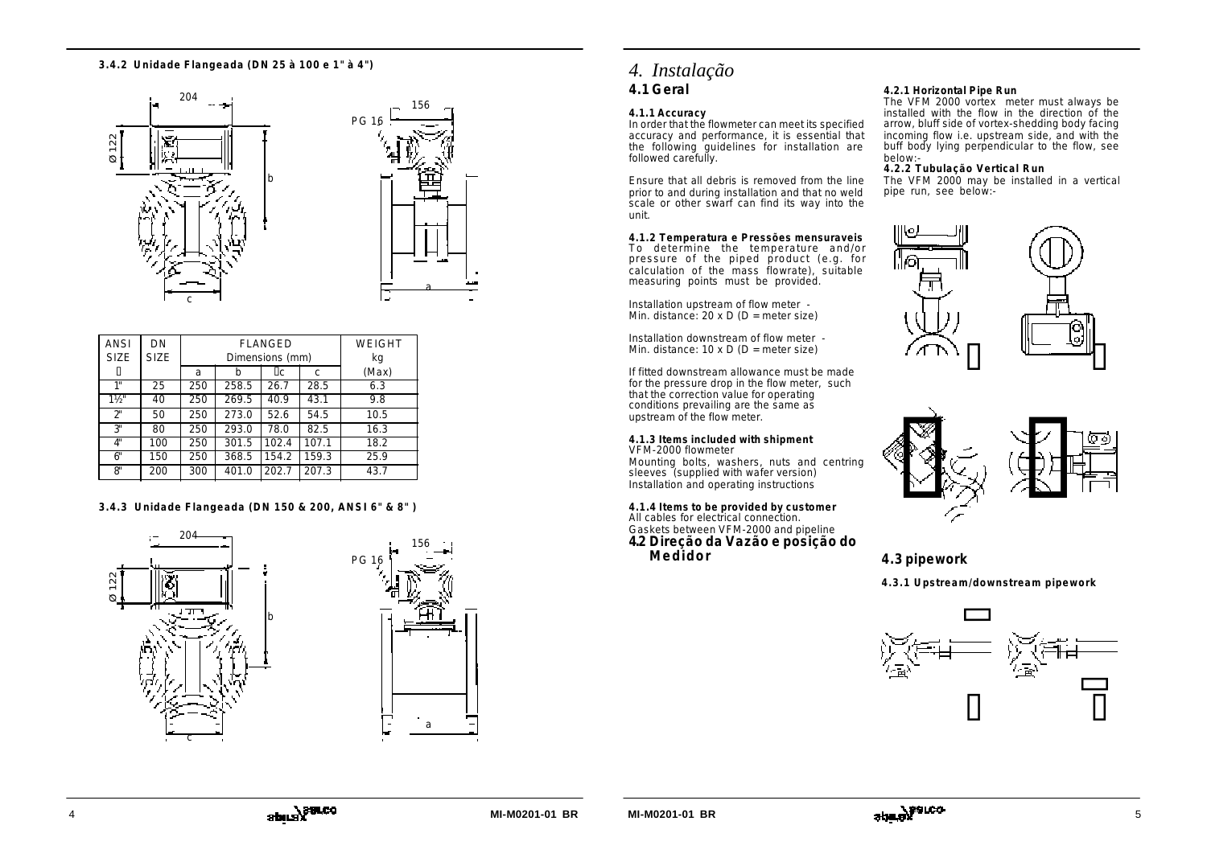### 3.4.2 Unidade Flangeada (DN 25 à 100 e 1" à 4")

| ANSI SIZE | DN SIZE | FLANGED Dimensions (mm) | | | | WEIGHT kg |
|---|---|---|---|---|---|---|
|  |  | a | b | c | c | (Max) |
| 1" | 25 | 250 | 258.5 | 26.7 | 28.5 | 6.3 |
| 1½" | 40 | 250 | 269.5 | 40.9 | 43.1 | 9.8 |
| 2" | 50 | 250 | 273.0 | 52.6 | 54.5 | 10.5 |
| 3" | 80 | 250 | 293.0 | 78.0 | 82.5 | 16.3 |
| 4" | 100 | 250 | 301.5 | 102.4 | 107.1 | 18.2 |
| 6" | 150 | 250 | 368.5 | 154.2 | 159.3 | 25.9 |
| 8" | 200 | 300 | 401.0 | 202.7 | 207.3 | 43.7 |

### 3.4.3 Unidade Flangeada (DN 150 & 200, ANSI 6" & 8")

# *4. Instalação*

## 4.1 Geral

**4.1.1 Accuracy**

In order that the flowmeter can meet its specified accuracy and performance, it is essential that the following guidelines for installation are followed carefully.

Ensure that all debris is removed from the line prior to and during installation and that no weld scale or other swarf can find its way into the unit.

**4.1.2 Temperatura e Pressões mensuraveis**

To determine the temperature and/or pressure of the piped product (e.g. for calculation of the mass flowrate), suitable measuring points must be provided.

Installation upstream of flow meter -
Min. distance: 20 x D (D = meter size)

Installation downstream of flow meter -
Min. distance: 10 x D (D = meter size)

If fitted downstream allowance must be made for the pressure drop in the flow meter, such that the correction value for operating conditions prevailing are the same as upstream of the flow meter.

**4.1.3 Items included with shipment**

VFM-2000 flowmeter
Mounting bolts, washers, nuts and centring sleeves (supplied with wafer version)
Installation and operating instructions

**4.1.4 Items to be provided by customer**

All cables for electrical connection.
Gaskets between VFM-2000 and pipeline

## 4.2 Direção da Vazão e posição do Medidor

**4.2.1 Horizontal Pipe Run**

The VFM 2000 vortex meter must always be installed with the flow in the direction of the arrow, bluff side of vortex-shedding body facing incoming flow i.e. upstream side, and with the buff body lying perpendicular to the flow, see below:-

**4.2.2 Tubulação Vertical Run**

The VFM 2000 may be installed in a vertical pipe run, see below:-

## 4.3 pipework

**4.3.1 Upstream/downstream pipework**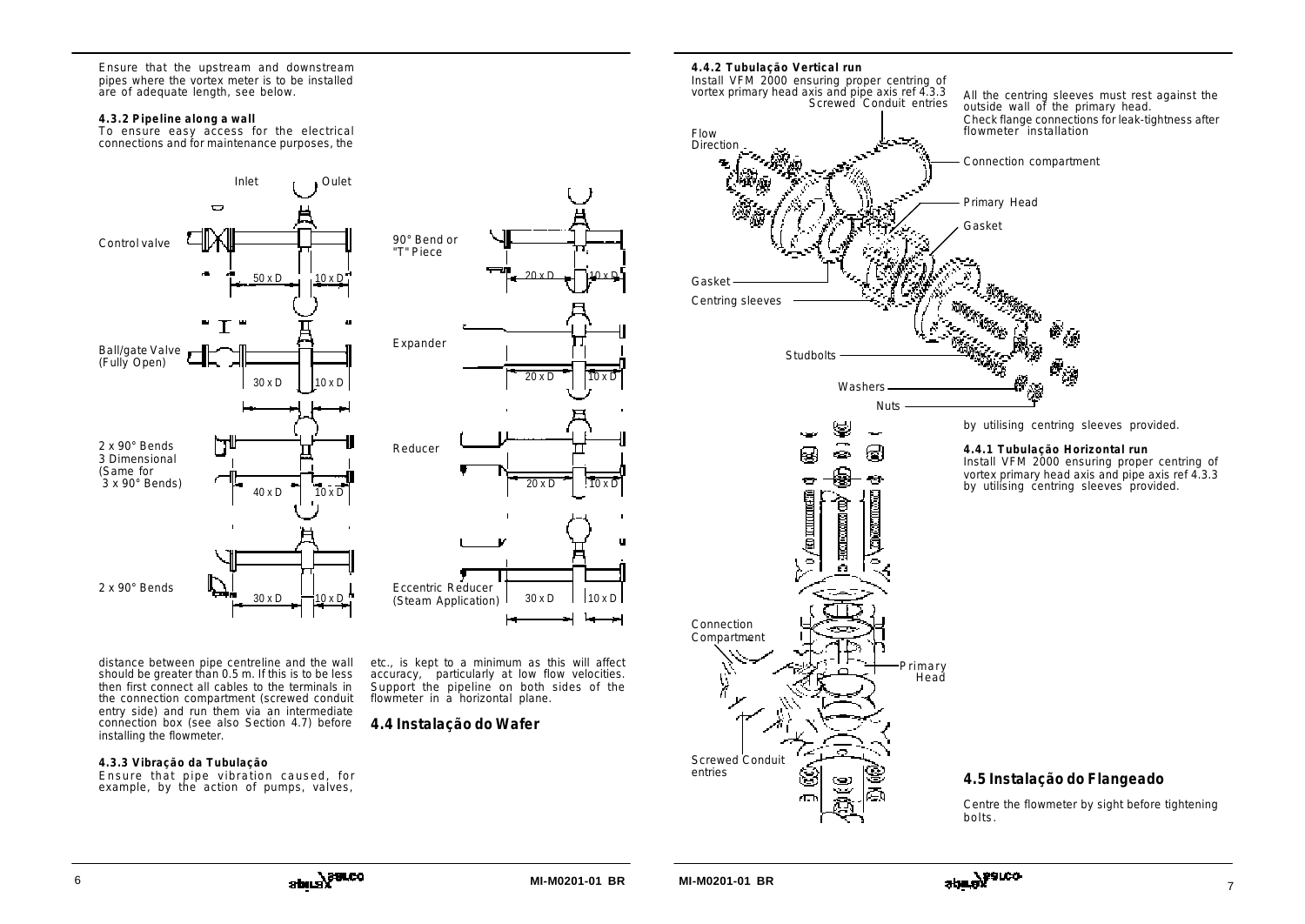Ensure that the upstream and downstream pipes where the vortex meter is to be installed are of adequate length, see below.

**4.3.2 Pipeline along a wall**

To ensure easy access for the electrical connections and for maintenance purposes, the distance between pipe centreline and the wall should be greater than 0.5 m. If this is to be less then first connect all cables to the terminals in the connection compartment (screwed conduit entry side) and run them via an intermediate connection box (see also Section 4.7) before installing the flowmeter.

**4.3.3 Vibração da Tubulação**

Ensure that pipe vibration caused, for example, by the action of pumps, valves, etc., is kept to a minimum as this will affect accuracy, particularly at low flow velocities. Support the pipeline on both sides of the flowmeter in a horizontal plane.

## 4.4 Instalação do Wafer

**4.4.2 Tubulação Vertical run**

Install VFM 2000 ensuring proper centring of vortex primary head axis and pipe axis ref 4.3.3 by utilising centring sleeves provided.

All the centring sleeves must rest against the outside wall of the primary head.

Check flange connections for leak-tightness after flowmeter installation

**4.4.1 Tubulação Horizontal run**

Install VFM 2000 ensuring proper centring of vortex primary head axis and pipe axis ref 4.3.3 by utilising centring sleeves provided.

## 4.5 Instalação do Flangeado

Centre the flowmeter by sight before tightening bolts.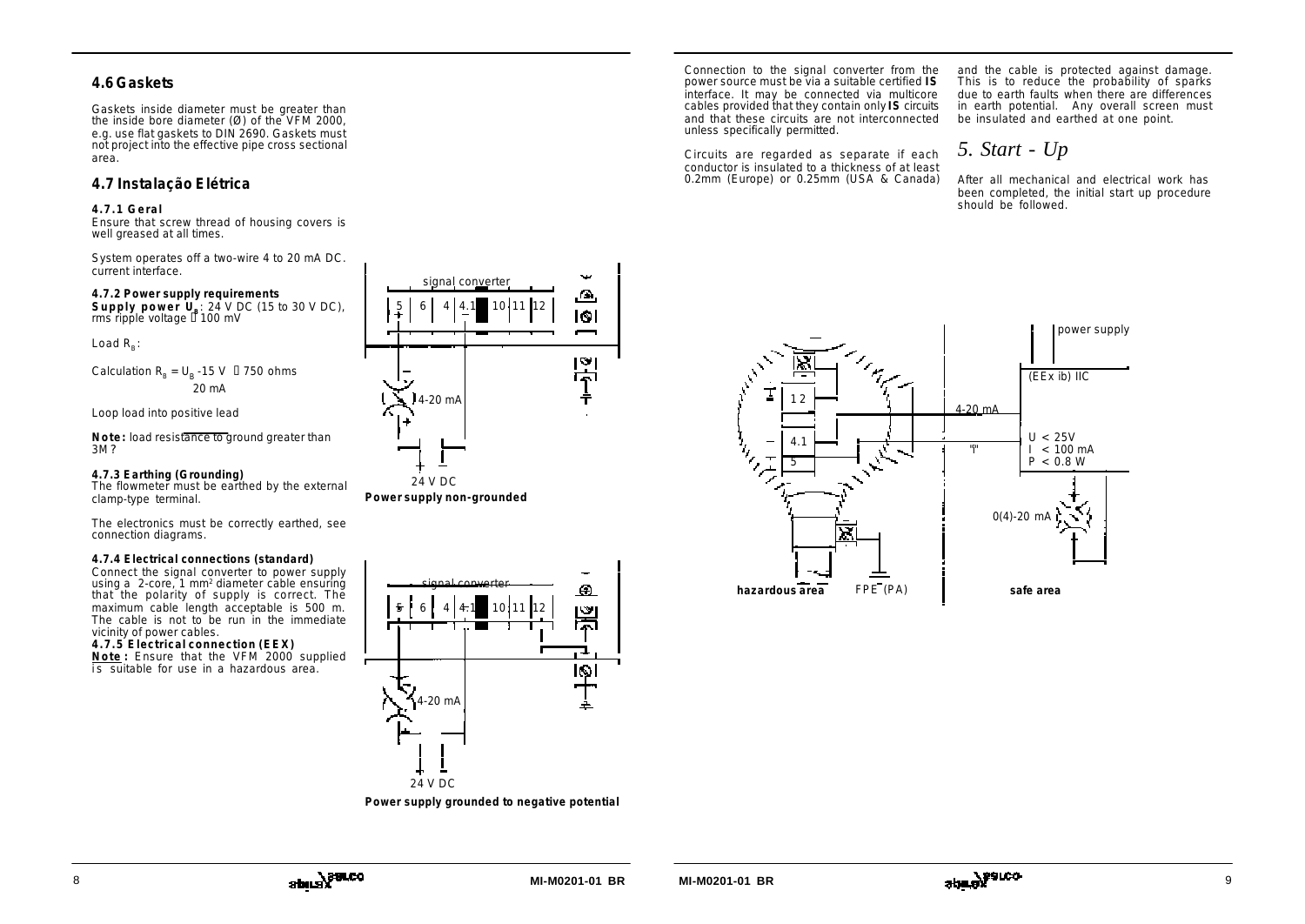## 4.6 Gaskets

Gaskets inside diameter must be greater than the inside bore diameter (Ø) of the VFM 2000, e.g. use flat gaskets to DIN 2690. Gaskets must not project into the effective pipe cross sectional area.

## 4.7 Instalação Elétrica

### 4.7.1 Geral

Ensure that screw thread of housing covers is well greased at all times.

System operates off a two-wire 4 to 20 mA DC. current interface.

### 4.7.2 Power supply requirements

**Supply power $U_B$**: 24 V DC (15 to 30 V DC), rms ripple voltage  100 mV

Load $R_B$:

Calculation $R_B = \frac{U_B - 15\ V}{20\ mA}$  750 ohms

Loop load into positive lead

**Note:** load resistance to ground greater than 3M?

### 4.7.3 Earthing (Grounding)

The flowmeter must be earthed by the external clamp-type terminal.

The electronics must be correctly earthed, see connection diagrams.

### 4.7.4 Electrical connections (standard)

Connect the signal converter to power supply using a 2-core, 1 mm² diameter cable ensuring that the polarity of supply is correct. The maximum cable length acceptable is 500 m. The cable is not to be run in the immediate vicinity of power cables.

### 4.7.5 Electrical connection (EEX)

**Note:** Ensure that the VFM 2000 supplied is suitable for use in a hazardous area.

signal converter 5 6 4 4.1 10 11 12 — 4-20 mA — 24 V DC

**Power supply non-grounded**

signal converter 5 6 4 4.1 10 11 12 — 4-20 mA — 24 V DC

**Power supply grounded to negative potential**

Connection to the signal converter from the power source must be via a suitable certified **IS** interface. It may be connected via multicore cables provided that they contain only **IS** circuits and that these circuits are not interconnected unless specifically permitted.

Circuits are regarded as separate if each conductor is insulated to a thickness of at least 0.2mm (Europe) or 0.25mm (USA & Canada) and the cable is protected against damage. This is to reduce the probability of sparks due to earth faults when there are differences in earth potential. Any overall screen must be insulated and earthed at one point.

# *5. Start - Up*

After all mechanical and electrical work has been completed, the initial start up procedure should be followed.

12 — 4.1 — 5 — 4-20 mA — "I" — power supply (EEx ib) IIC — U < 25V, I < 100 mA, P < 0.8 W — 0(4)-20 mA — **hazardous area** — FPE (PA) — **safe area**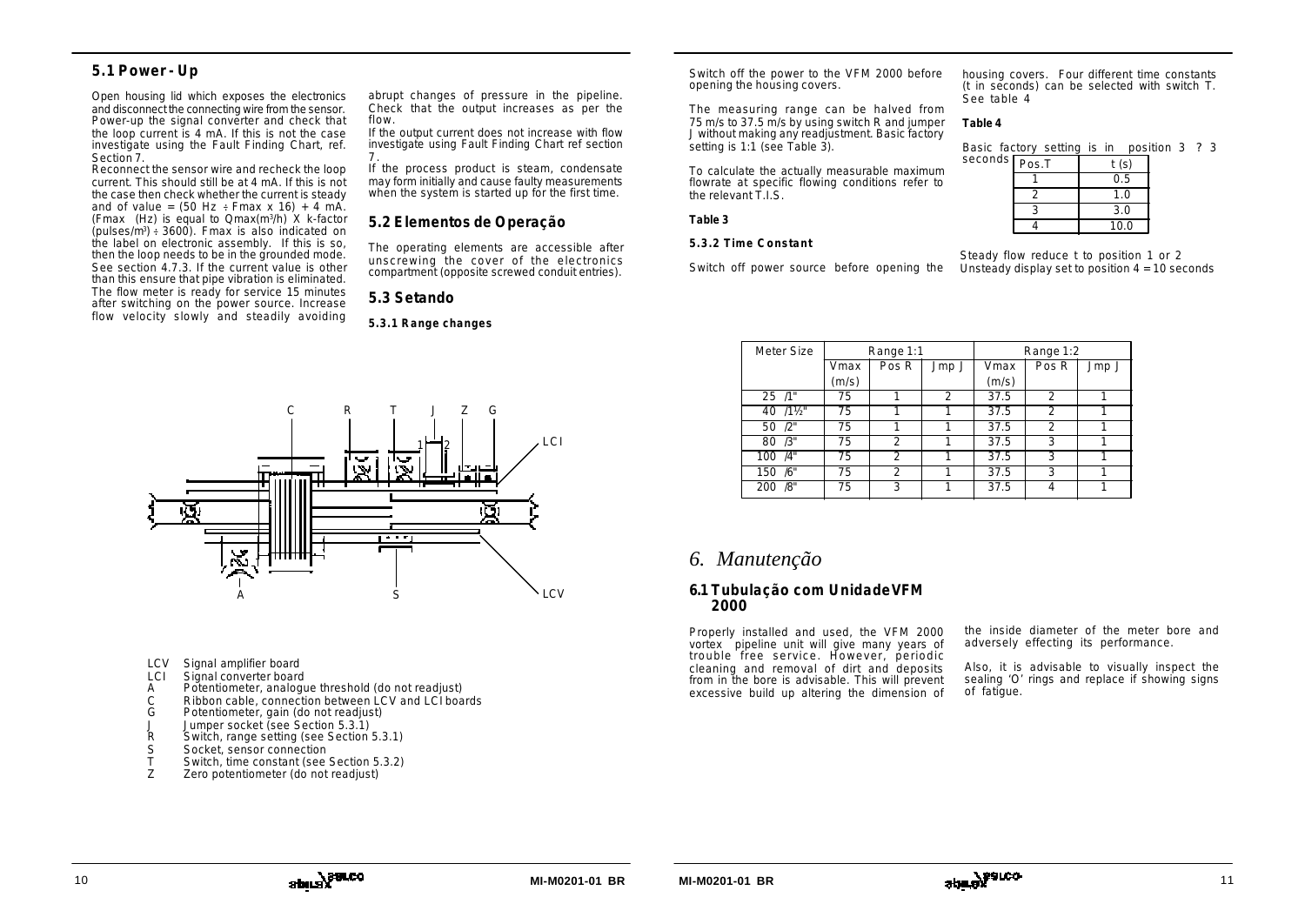## 5.1 Power - Up

Open housing lid which exposes the electronics and disconnect the connecting wire from the sensor. Power-up the signal converter and check that the loop current is 4 mA. If this is not the case investigate using the Fault Finding Chart, ref. Section 7.
Reconnect the sensor wire and recheck the loop current. This should still be at 4 mA. If this is not the case then check whether the current is steady and of value = (50 Hz ÷ Fmax x 16) + 4 mA. (Fmax (Hz) is equal to Qmax($m^3$/h) X k-factor (pulses/$m^3$) ÷ 3600). Fmax is also indicated on the label on electronic assembly. If this is so, then the loop needs to be in the grounded mode. See section 4.7.3. If the current value is other than this ensure that pipe vibration is eliminated.
The flow meter is ready for service 15 minutes after switching on the power source. Increase flow velocity slowly and steadily avoiding abrupt changes of pressure in the pipeline. Check that the output increases as per the flow.
If the output current does not increase with flow investigate using Fault Finding Chart ref section 7.
If the process product is steam, condensate may form initially and cause faulty measurements when the system is started up for the first time.

## 5.2 Elementos de Operação

The operating elements are accessible after unscrewing the cover of the electronics compartment (opposite screwed conduit entries).

## 5.3 Setando

### 5.3.1 Range changes

- LCV Signal amplifier board
- LCI Signal converter board
- A Potentiometer, analogue threshold (do not readjust)
- C Ribbon cable, connection between LCV and LCI boards
- G Potentiometer, gain (do not readjust)
- J Jumper socket (see Section 5.3.1)
- R Switch, range setting (see Section 5.3.1)
- S Socket, sensor connection
- T Switch, time constant (see Section 5.3.2)
- Z Zero potentiometer (do not readjust)

Switch off the power to the VFM 2000 before opening the housing covers.

The measuring range can be halved from 75 m/s to 37.5 m/s by using switch R and jumper J without making any readjustment. Basic factory setting is 1:1 (see Table 3).

To calculate the actually measurable maximum flowrate at specific flowing conditions refer to the relevant T.I.S.

**Table 3**

| Meter Size | Range 1:1 | | | Range 1:2 | | |
|---|---|---|---|---|---|---|
| | Vmax (m/s) | Pos R | Jmp J | Vmax (m/s) | Pos R | Jmp J |
| 25 /1" | 75 | 1 | 2 | 37.5 | 2 | 1 |
| 40 /1½" | 75 | 1 | 1 | 37.5 | 2 | 1 |
| 50 /2" | 75 | 1 | 1 | 37.5 | 2 | 1 |
| 80 /3" | 75 | 2 | 1 | 37.5 | 3 | 1 |
| 100 /4" | 75 | 2 | 1 | 37.5 | 3 | 1 |
| 150 /6" | 75 | 2 | 1 | 37.5 | 3 | 1 |
| 200 /8" | 75 | 3 | 1 | 37.5 | 4 | 1 |

### 5.3.2 Time Constant

Switch off power source before opening the housing covers. Four different time constants (t in seconds) can be selected with switch T. See table 4

**Table 4**

Basic factory setting is in position 3 ? 3 seconds

| Pos.T | t (s) |
|---|---|
| 1 | 0.5 |
| 2 | 1.0 |
| 3 | 3.0 |
| 4 | 10.0 |

Steady flow reduce t to position 1 or 2
Unsteady display set to position 4 = 10 seconds

# 6. Manutenção

## 6.1 Tubulação com Unidade VFM 2000

Properly installed and used, the VFM 2000 vortex pipeline unit will give many years of trouble free service. However, periodic cleaning and removal of dirt and deposits from in the bore is advisable. This will prevent excessive build up altering the dimension of the inside diameter of the meter bore and adversely effecting its performance.

Also, it is advisable to visually inspect the sealing 'O' rings and replace if showing signs of fatigue.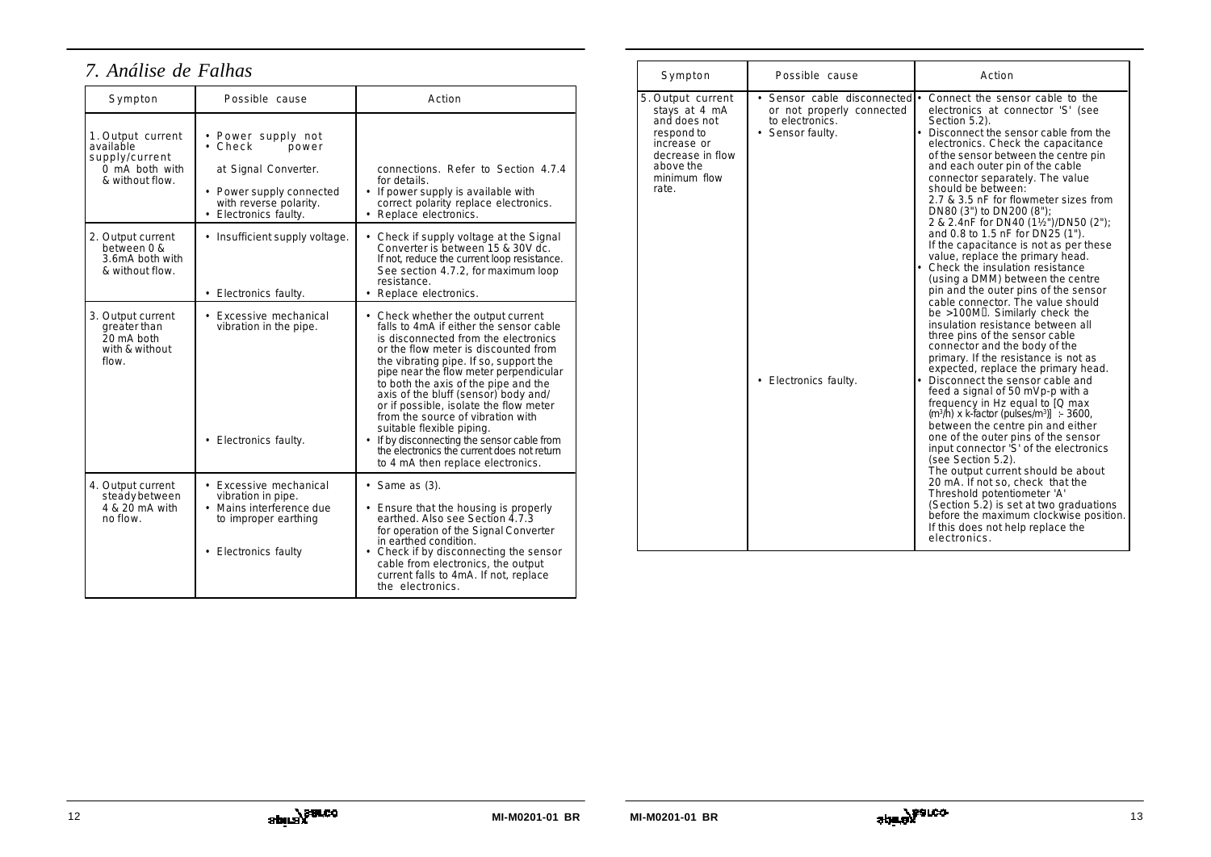# 7. Análise de Falhas

| Sympton | Possible cause | Action |
|---|---|---|
| 1. Output current available supply/current 0 mA both with & without flow. | • Power supply not<br>• Check power at Signal Converter.<br>• Power supply connected with reverse polarity.<br>• Electronics faulty. | connections. Refer to Section 4.7.4 for details.<br>• If power supply is available with correct polarity replace electronics.<br>• Replace electronics. |
| 2. Output current between 0 & 3.6mA both with & without flow. | • Insufficient supply voltage.<br>• Electronics faulty. | • Check if supply voltage at the Signal Converter is between 15 & 30V dc. If not, reduce the current loop resistance. See section 4.7.2, for maximum loop resistance.<br>• Replace electronics. |
| 3. Output current greater than 20 mA both with & without flow. | • Excessive mechanical vibration in the pipe.<br>• Electronics faulty. | • Check whether the output current falls to 4mA if either the sensor cable is disconnected from the electronics or the flow meter is discounted from the vibrating pipe. If so, support the pipe near the flow meter perpendicular to both the axis of the pipe and the axis of the bluff (sensor) body and/ or if possible, isolate the flow meter from the source of vibration with suitable flexible piping.<br>• If by disconnecting the sensor cable from the electronics the current does not return to 4 mA then replace electronics. |
| 4. Output current steady between 4 & 20 mA with no flow. | • Excessive mechanical vibration in pipe.<br>• Mains interference due to improper earthing<br>• Electronics faulty | • Same as (3).<br>• Ensure that the housing is properly earthed. Also see Section 4.7.3 for operation of the Signal Converter in earthed condition.<br>• Check if by disconnecting the sensor cable from electronics, the output current falls to 4mA. If not, replace the electronics. |
| 5. Output current stays at 4 mA and does not respond to increase or decrease in flow above the minimum flow rate. | • Sensor cable disconnected or not properly connected to electronics.<br>• Sensor faulty.<br>• Electronics faulty. | • Connect the sensor cable to the electronics at connector 'S' (see Section 5.2).<br>• Disconnect the sensor cable from the electronics. Check the capacitance of the sensor between the centre pin and each outer pin of the cable connector separately. The value should be between: 2.7 & 3.5 nF for flowmeter sizes from DN80 (3") to DN200 (8"); 2 & 2.4nF for DN40 (1½")/DN50 (2"); and 0.8 to 1.5 nF for DN25 (1"). If the capacitance is not as per these value, replace the primary head.<br>• Check the insulation resistance (using a DMM) between the centre pin and the outer pins of the sensor cable connector. The value should be >100MΩ. Similarly check the insulation resistance between all three pins of the sensor cable connector and the body of the primary. If the resistance is not as expected, replace the primary head.<br>• Disconnect the sensor cable and feed a signal of 50 mVp-p with a frequency in Hz equal to [Q max ($m^3$/h) x k-factor (pulses/$m^3$)] ÷ 3600, between the centre pin and either one of the outer pins of the sensor input connector 'S' of the electronics (see Section 5.2). The output current should be about 20 mA. If not so, check that the Threshold potentiometer 'A' (Section 5.2) is set at two graduations before the maximum clockwise position. If this does not help replace the electronics. |